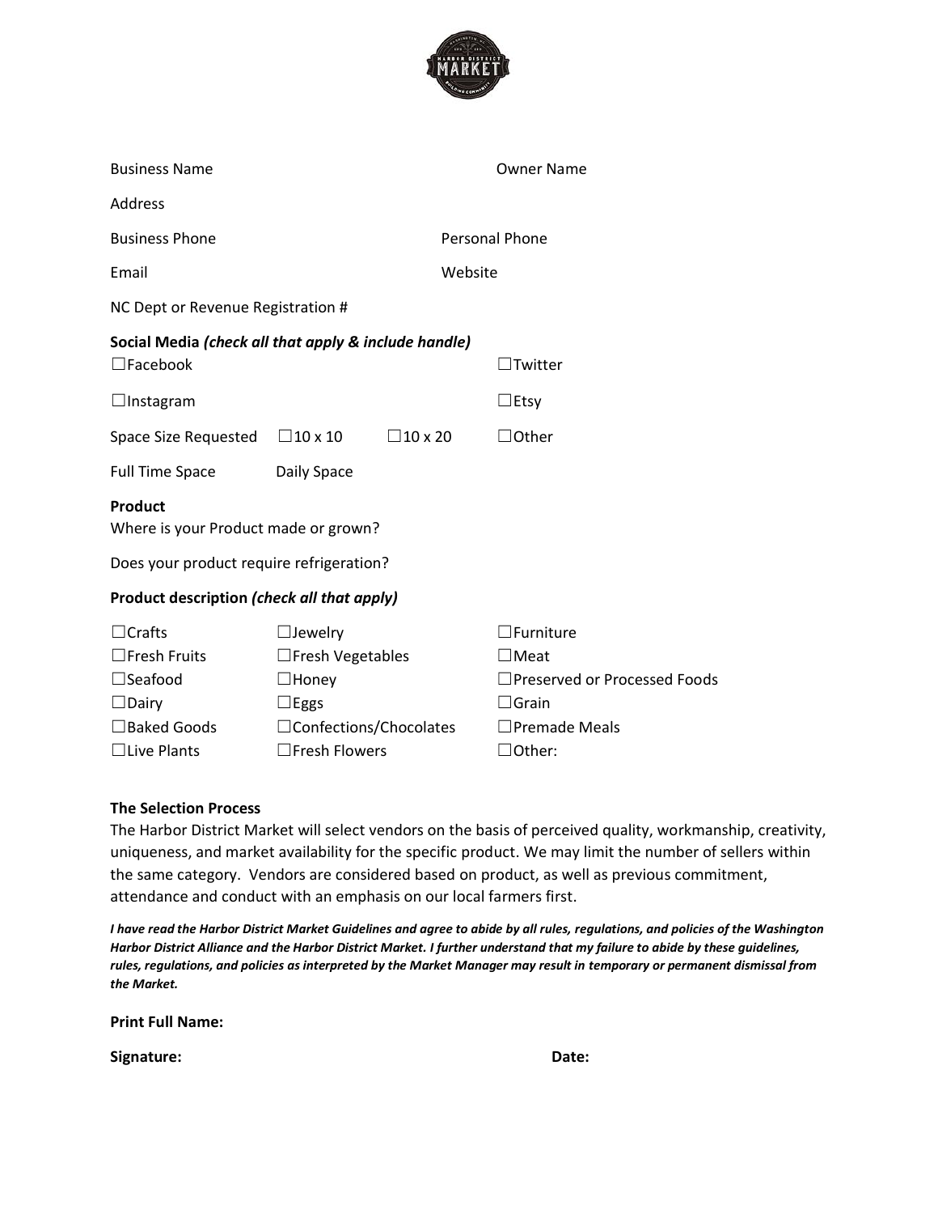Business Name Owner Name

Address

Business Phone Personal Phone

Email Website

NC Dept or Revenue Registration #

**Social Media** ***(check all that apply & include handle)***

☐Facebook ☐Twitter

☐Instagram ☐Etsy

Space Size Requested ☐10 x 10 ☐10 x 20 ☐Other

Full Time Space Daily Space

**Product**

Where is your Product made or grown?

Does your product require refrigeration?

**Product description** ***(check all that apply)***

| | | |
|---|---|---|
| ☐Crafts | ☐Jewelry | ☐Furniture |
| ☐Fresh Fruits | ☐Fresh Vegetables | ☐Meat |
| ☐Seafood | ☐Honey | ☐Preserved or Processed Foods |
| ☐Dairy | ☐Eggs | ☐Grain |
| ☐Baked Goods | ☐Confections/Chocolates | ☐Premade Meals |
| ☐Live Plants | ☐Fresh Flowers | ☐Other: |

**The Selection Process**

The Harbor District Market will select vendors on the basis of perceived quality, workmanship, creativity, uniqueness, and market availability for the specific product. We may limit the number of sellers within the same category. Vendors are considered based on product, as well as previous commitment, attendance and conduct with an emphasis on our local farmers first.

***I have read the Harbor District Market Guidelines and agree to abide by all rules, regulations, and policies of the Washington Harbor District Alliance and the Harbor District Market. I further understand that my failure to abide by these guidelines, rules, regulations, and policies as interpreted by the Market Manager may result in temporary or permanent dismissal from the Market.***

**Print Full Name:**

**Signature:** **Date:**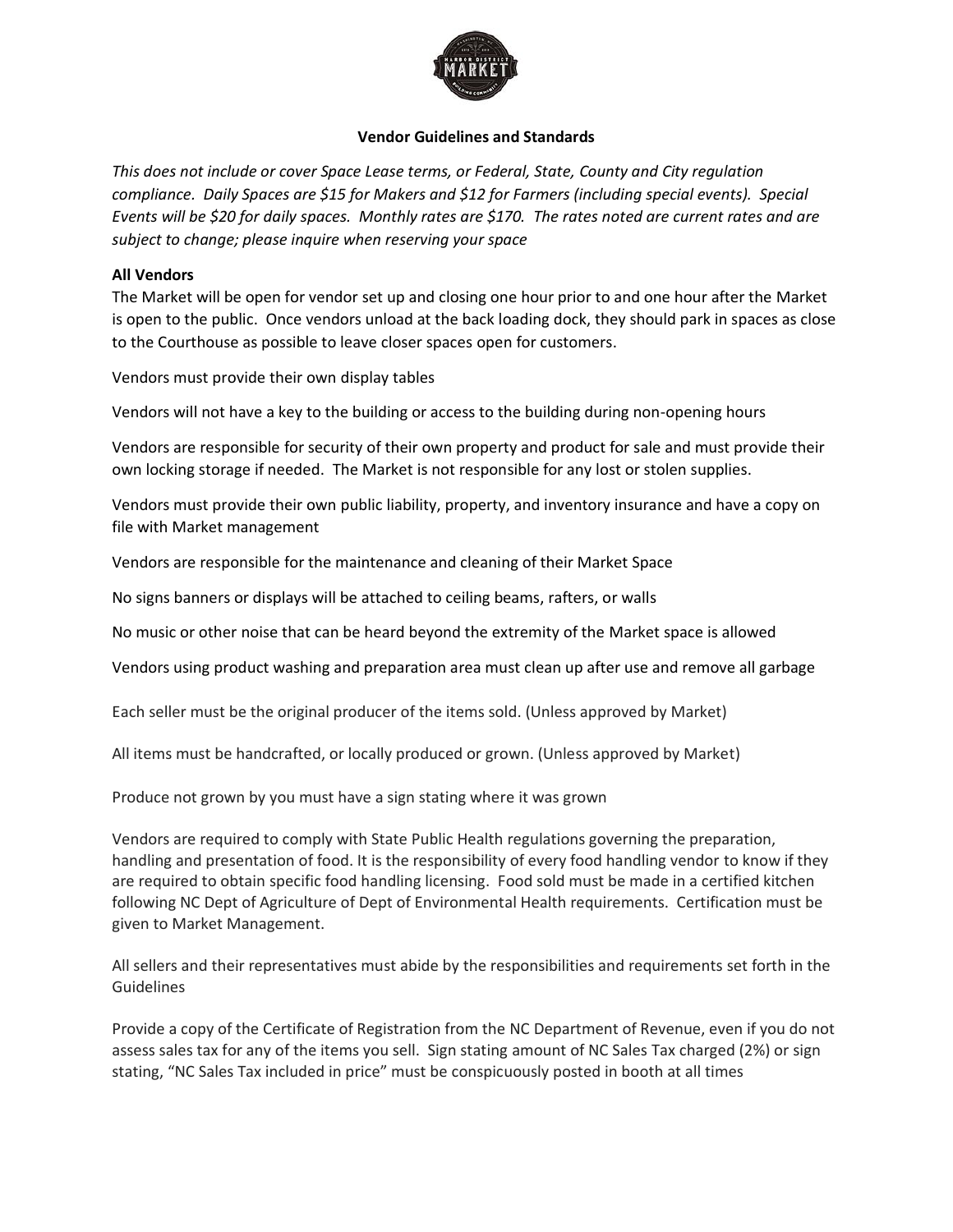**Vendor Guidelines and Standards**

*This does not include or cover Space Lease terms, or Federal, State, County and City regulation compliance. Daily Spaces are $15 for Makers and $12 for Farmers (including special events). Special Events will be $20 for daily spaces. Monthly rates are $170. The rates noted are current rates and are subject to change; please inquire when reserving your space*

**All Vendors**

The Market will be open for vendor set up and closing one hour prior to and one hour after the Market is open to the public. Once vendors unload at the back loading dock, they should park in spaces as close to the Courthouse as possible to leave closer spaces open for customers.

Vendors must provide their own display tables

Vendors will not have a key to the building or access to the building during non-opening hours

Vendors are responsible for security of their own property and product for sale and must provide their own locking storage if needed. The Market is not responsible for any lost or stolen supplies.

Vendors must provide their own public liability, property, and inventory insurance and have a copy on file with Market management

Vendors are responsible for the maintenance and cleaning of their Market Space

No signs banners or displays will be attached to ceiling beams, rafters, or walls

No music or other noise that can be heard beyond the extremity of the Market space is allowed

Vendors using product washing and preparation area must clean up after use and remove all garbage

Each seller must be the original producer of the items sold. (Unless approved by Market)

All items must be handcrafted, or locally produced or grown. (Unless approved by Market)

Produce not grown by you must have a sign stating where it was grown

Vendors are required to comply with State Public Health regulations governing the preparation, handling and presentation of food. It is the responsibility of every food handling vendor to know if they are required to obtain specific food handling licensing. Food sold must be made in a certified kitchen following NC Dept of Agriculture of Dept of Environmental Health requirements. Certification must be given to Market Management.

All sellers and their representatives must abide by the responsibilities and requirements set forth in the Guidelines

Provide a copy of the Certificate of Registration from the NC Department of Revenue, even if you do not assess sales tax for any of the items you sell. Sign stating amount of NC Sales Tax charged (2%) or sign stating, "NC Sales Tax included in price" must be conspicuously posted in booth at all times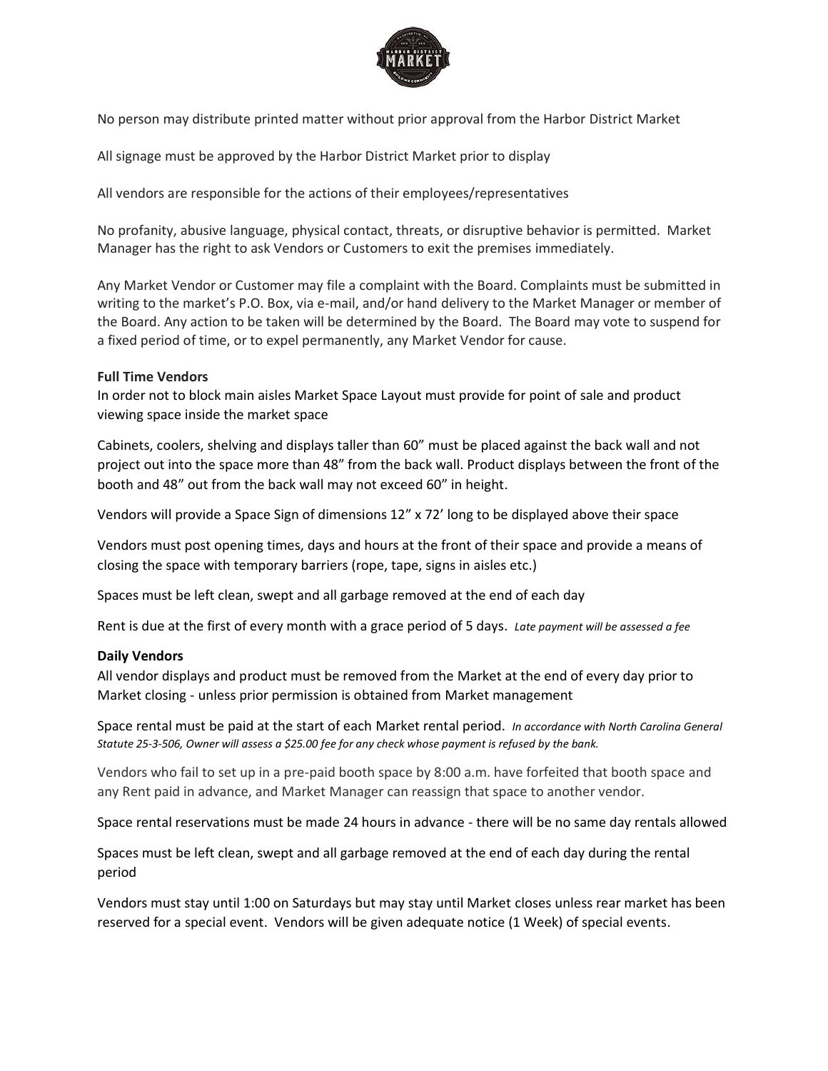No person may distribute printed matter without prior approval from the Harbor District Market

All signage must be approved by the Harbor District Market prior to display

All vendors are responsible for the actions of their employees/representatives

No profanity, abusive language, physical contact, threats, or disruptive behavior is permitted. Market Manager has the right to ask Vendors or Customers to exit the premises immediately.

Any Market Vendor or Customer may file a complaint with the Board. Complaints must be submitted in writing to the market's P.O. Box, via e-mail, and/or hand delivery to the Market Manager or member of the Board. Any action to be taken will be determined by the Board. The Board may vote to suspend for a fixed period of time, or to expel permanently, any Market Vendor for cause.

**Full Time Vendors**

In order not to block main aisles Market Space Layout must provide for point of sale and product viewing space inside the market space

Cabinets, coolers, shelving and displays taller than 60" must be placed against the back wall and not project out into the space more than 48" from the back wall. Product displays between the front of the booth and 48" out from the back wall may not exceed 60" in height.

Vendors will provide a Space Sign of dimensions 12" x 72' long to be displayed above their space

Vendors must post opening times, days and hours at the front of their space and provide a means of closing the space with temporary barriers (rope, tape, signs in aisles etc.)

Spaces must be left clean, swept and all garbage removed at the end of each day

Rent is due at the first of every month with a grace period of 5 days. *Late payment will be assessed a fee*

**Daily Vendors**

All vendor displays and product must be removed from the Market at the end of every day prior to Market closing - unless prior permission is obtained from Market management

Space rental must be paid at the start of each Market rental period. *In accordance with North Carolina General Statute 25-3-506, Owner will assess a $25.00 fee for any check whose payment is refused by the bank.*

Vendors who fail to set up in a pre-paid booth space by 8:00 a.m. have forfeited that booth space and any Rent paid in advance, and Market Manager can reassign that space to another vendor.

Space rental reservations must be made 24 hours in advance - there will be no same day rentals allowed

Spaces must be left clean, swept and all garbage removed at the end of each day during the rental period

Vendors must stay until 1:00 on Saturdays but may stay until Market closes unless rear market has been reserved for a special event. Vendors will be given adequate notice (1 Week) of special events.